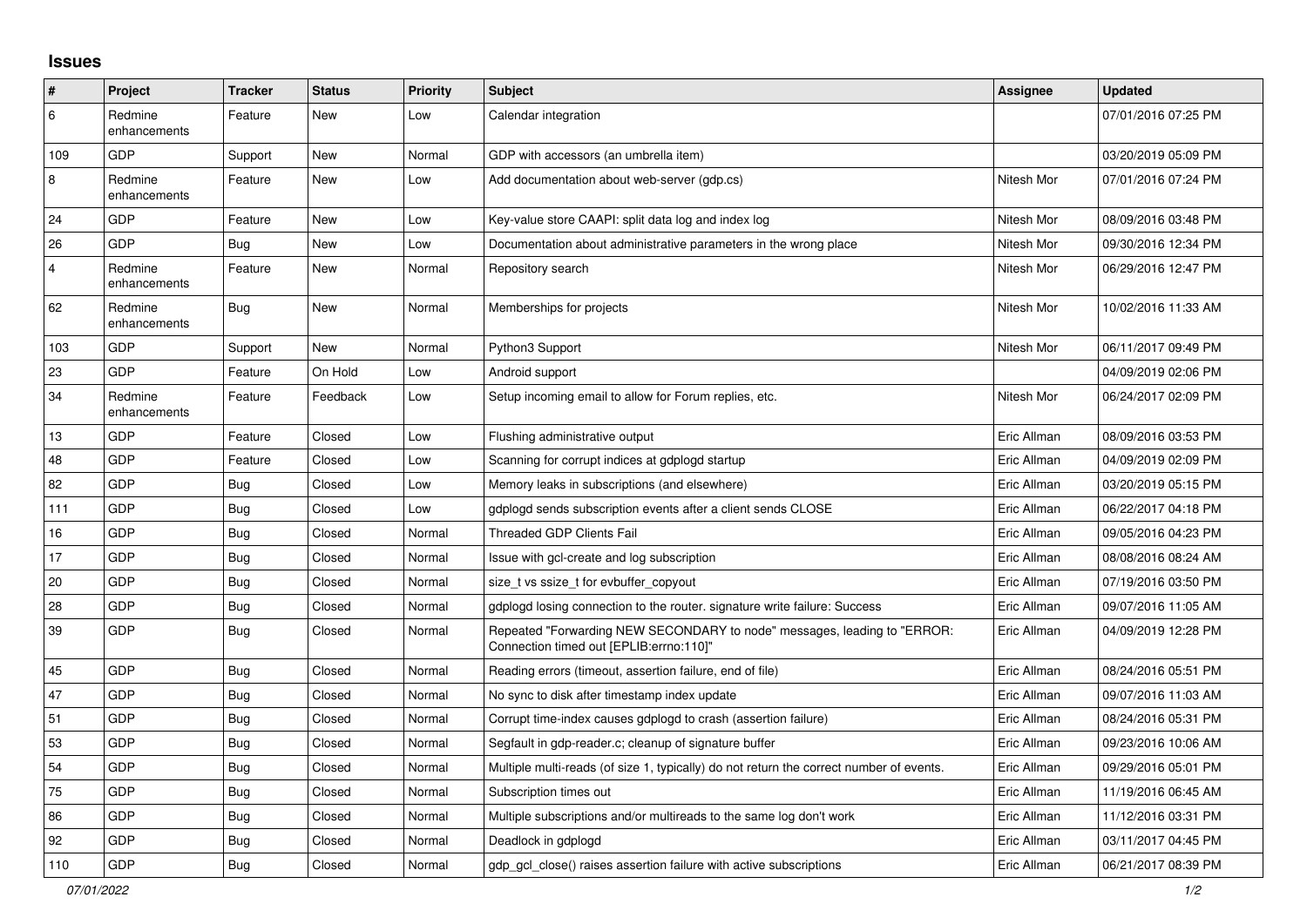## Issues

| # | Project | Tracker | Status | Priority | Subject | Assignee | Updated |
|---|---|---|---|---|---|---|---|
| 6 | Redmine enhancements | Feature | New | Low | Calendar integration | | 07/01/2016 07:25 PM |
| 109 | GDP | Support | New | Normal | GDP with accessors (an umbrella item) | | 03/20/2019 05:09 PM |
| 8 | Redmine enhancements | Feature | New | Low | Add documentation about web-server (gdp.cs) | Nitesh Mor | 07/01/2016 07:24 PM |
| 24 | GDP | Feature | New | Low | Key-value store CAAPI: split data log and index log | Nitesh Mor | 08/09/2016 03:48 PM |
| 26 | GDP | Bug | New | Low | Documentation about administrative parameters in the wrong place | Nitesh Mor | 09/30/2016 12:34 PM |
| 4 | Redmine enhancements | Feature | New | Normal | Repository search | Nitesh Mor | 06/29/2016 12:47 PM |
| 62 | Redmine enhancements | Bug | New | Normal | Memberships for projects | Nitesh Mor | 10/02/2016 11:33 AM |
| 103 | GDP | Support | New | Normal | Python3 Support | Nitesh Mor | 06/11/2017 09:49 PM |
| 23 | GDP | Feature | On Hold | Low | Android support | | 04/09/2019 02:06 PM |
| 34 | Redmine enhancements | Feature | Feedback | Low | Setup incoming email to allow for Forum replies, etc. | Nitesh Mor | 06/24/2017 02:09 PM |
| 13 | GDP | Feature | Closed | Low | Flushing administrative output | Eric Allman | 08/09/2016 03:53 PM |
| 48 | GDP | Feature | Closed | Low | Scanning for corrupt indices at gdplogd startup | Eric Allman | 04/09/2019 02:09 PM |
| 82 | GDP | Bug | Closed | Low | Memory leaks in subscriptions (and elsewhere) | Eric Allman | 03/20/2019 05:15 PM |
| 111 | GDP | Bug | Closed | Low | gdplogd sends subscription events after a client sends CLOSE | Eric Allman | 06/22/2017 04:18 PM |
| 16 | GDP | Bug | Closed | Normal | Threaded GDP Clients Fail | Eric Allman | 09/05/2016 04:23 PM |
| 17 | GDP | Bug | Closed | Normal | Issue with gcl-create and log subscription | Eric Allman | 08/08/2016 08:24 AM |
| 20 | GDP | Bug | Closed | Normal | size_t vs ssize_t for evbuffer_copyout | Eric Allman | 07/19/2016 03:50 PM |
| 28 | GDP | Bug | Closed | Normal | gdplogd losing connection to the router. signature write failure: Success | Eric Allman | 09/07/2016 11:05 AM |
| 39 | GDP | Bug | Closed | Normal | Repeated "Forwarding NEW SECONDARY to node" messages, leading to "ERROR: Connection timed out [EPLIB:errno:110]" | Eric Allman | 04/09/2019 12:28 PM |
| 45 | GDP | Bug | Closed | Normal | Reading errors (timeout, assertion failure, end of file) | Eric Allman | 08/24/2016 05:51 PM |
| 47 | GDP | Bug | Closed | Normal | No sync to disk after timestamp index update | Eric Allman | 09/07/2016 11:03 AM |
| 51 | GDP | Bug | Closed | Normal | Corrupt time-index causes gdplogd to crash (assertion failure) | Eric Allman | 08/24/2016 05:31 PM |
| 53 | GDP | Bug | Closed | Normal | Segfault in gdp-reader.c; cleanup of signature buffer | Eric Allman | 09/23/2016 10:06 AM |
| 54 | GDP | Bug | Closed | Normal | Multiple multi-reads (of size 1, typically) do not return the correct number of events. | Eric Allman | 09/29/2016 05:01 PM |
| 75 | GDP | Bug | Closed | Normal | Subscription times out | Eric Allman | 11/19/2016 06:45 AM |
| 86 | GDP | Bug | Closed | Normal | Multiple subscriptions and/or multireads to the same log don't work | Eric Allman | 11/12/2016 03:31 PM |
| 92 | GDP | Bug | Closed | Normal | Deadlock in gdplogd | Eric Allman | 03/11/2017 04:45 PM |
| 110 | GDP | Bug | Closed | Normal | gdp_gcl_close() raises assertion failure with active subscriptions | Eric Allman | 06/21/2017 08:39 PM |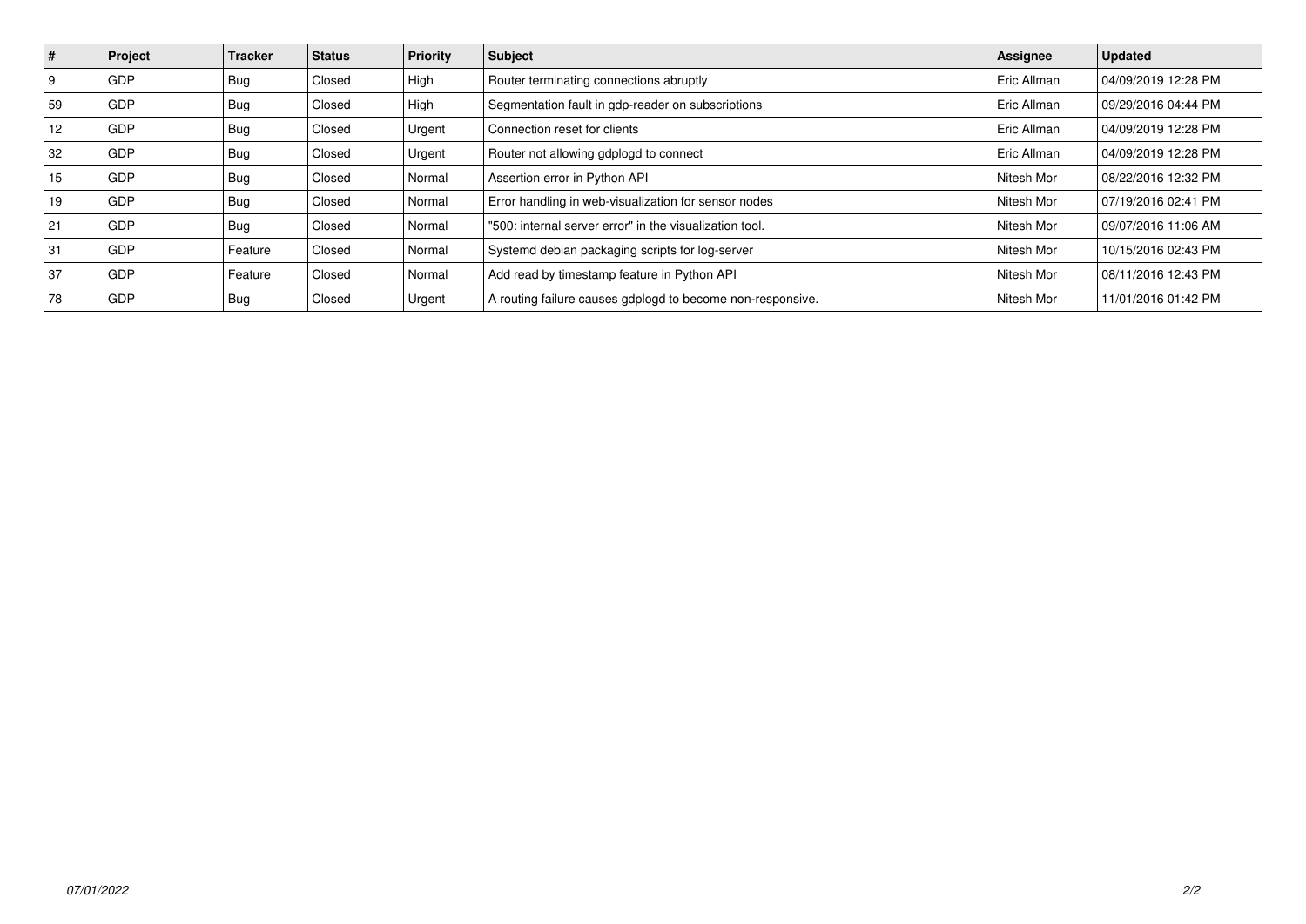| # | Project | Tracker | Status | Priority | Subject | Assignee | Updated |
|---|---|---|---|---|---|---|---|
| 9 | GDP | Bug | Closed | High | Router terminating connections abruptly | Eric Allman | 04/09/2019 12:28 PM |
| 59 | GDP | Bug | Closed | High | Segmentation fault in gdp-reader on subscriptions | Eric Allman | 09/29/2016 04:44 PM |
| 12 | GDP | Bug | Closed | Urgent | Connection reset for clients | Eric Allman | 04/09/2019 12:28 PM |
| 32 | GDP | Bug | Closed | Urgent | Router not allowing gdplogd to connect | Eric Allman | 04/09/2019 12:28 PM |
| 15 | GDP | Bug | Closed | Normal | Assertion error in Python API | Nitesh Mor | 08/22/2016 12:32 PM |
| 19 | GDP | Bug | Closed | Normal | Error handling in web-visualization for sensor nodes | Nitesh Mor | 07/19/2016 02:41 PM |
| 21 | GDP | Bug | Closed | Normal | "500: internal server error" in the visualization tool. | Nitesh Mor | 09/07/2016 11:06 AM |
| 31 | GDP | Feature | Closed | Normal | Systemd debian packaging scripts for log-server | Nitesh Mor | 10/15/2016 02:43 PM |
| 37 | GDP | Feature | Closed | Normal | Add read by timestamp feature in Python API | Nitesh Mor | 08/11/2016 12:43 PM |
| 78 | GDP | Bug | Closed | Urgent | A routing failure causes gdplogd to become non-responsive. | Nitesh Mor | 11/01/2016 01:42 PM |